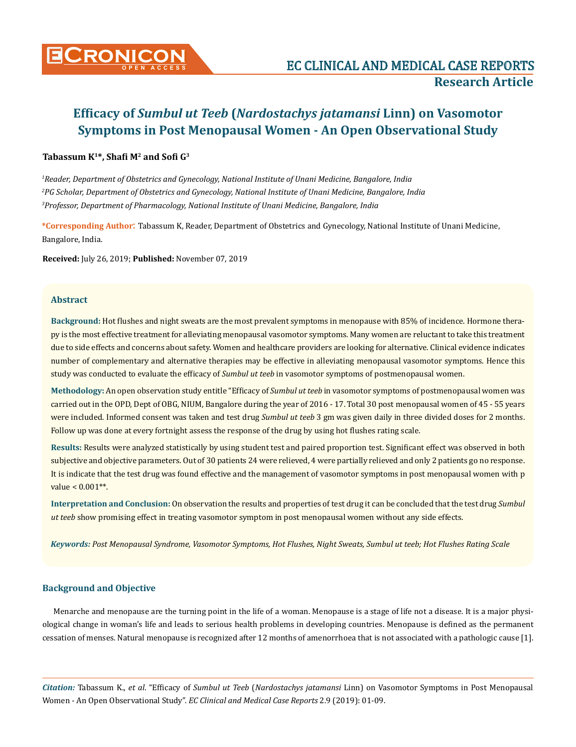# Efficacy of *Sumbul ut Teeb* (*Nardostachys jatamansi* Linn) on Vasomotor Symptoms in Post Menopausal Women - An Open Observational Study

**Tabassum K[1]*, Shafi M[2] and Sofi G[3]**

[1]*Reader, Department of Obstetrics and Gynecology, National Institute of Unani Medicine, Bangalore, India*
[2]*PG Scholar, Department of Obstetrics and Gynecology, National Institute of Unani Medicine, Bangalore, India*
[3]*Professor, Department of Pharmacology, National Institute of Unani Medicine, Bangalore, India*

**\*Corresponding Author:** Tabassum K, Reader, Department of Obstetrics and Gynecology, National Institute of Unani Medicine, Bangalore, India.

**Received:** July 26, 2019; **Published:** November 07, 2019

## Abstract

**Background:** Hot flushes and night sweats are the most prevalent symptoms in menopause with 85% of incidence. Hormone therapy is the most effective treatment for alleviating menopausal vasomotor symptoms. Many women are reluctant to take this treatment due to side effects and concerns about safety. Women and healthcare providers are looking for alternative. Clinical evidence indicates number of complementary and alternative therapies may be effective in alleviating menopausal vasomotor symptoms. Hence this study was conducted to evaluate the efficacy of *Sumbul ut teeb* in vasomotor symptoms of postmenopausal women.

**Methodology:** An open observation study entitle "Efficacy of *Sumbul ut teeb* in vasomotor symptoms of postmenopausal women was carried out in the OPD, Dept of OBG, NIUM, Bangalore during the year of 2016 - 17. Total 30 post menopausal women of 45 - 55 years were included. Informed consent was taken and test drug *Sumbul ut teeb* 3 gm was given daily in three divided doses for 2 months. Follow up was done at every fortnight assess the response of the drug by using hot flushes rating scale.

**Results:** Results were analyzed statistically by using student test and paired proportion test. Significant effect was observed in both subjective and objective parameters. Out of 30 patients 24 were relieved, 4 were partially relieved and only 2 patients go no response. It is indicate that the test drug was found effective and the management of vasomotor symptoms in post menopausal women with p value < 0.001**.

**Interpretation and Conclusion:** On observation the results and properties of test drug it can be concluded that the test drug *Sumbul ut teeb* show promising effect in treating vasomotor symptom in post menopausal women without any side effects.

***Keywords:*** *Post Menopausal Syndrome, Vasomotor Symptoms, Hot Flushes, Night Sweats, Sumbul ut teeb; Hot Flushes Rating Scale*

## Background and Objective

Menarche and menopause are the turning point in the life of a woman. Menopause is a stage of life not a disease. It is a major physiological change in woman's life and leads to serious health problems in developing countries. Menopause is defined as the permanent cessation of menses. Natural menopause is recognized after 12 months of amenorrhoea that is not associated with a pathologic cause [1].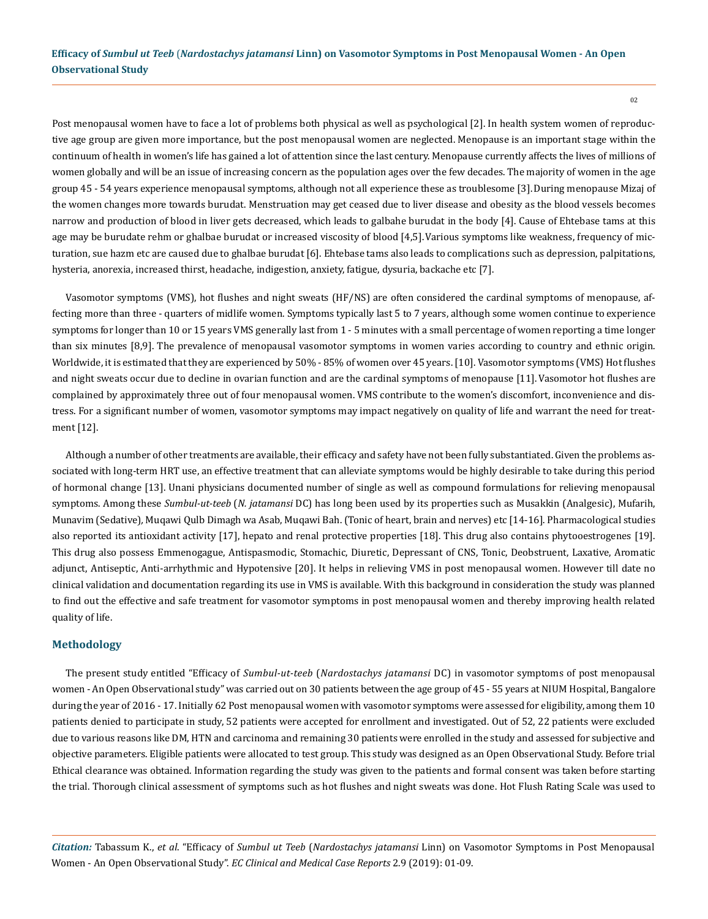Post menopausal women have to face a lot of problems both physical as well as psychological [2]. In health system women of reproductive age group are given more importance, but the post menopausal women are neglected. Menopause is an important stage within the continuum of health in women's life has gained a lot of attention since the last century. Menopause currently affects the lives of millions of women globally and will be an issue of increasing concern as the population ages over the few decades. The majority of women in the age group 45 - 54 years experience menopausal symptoms, although not all experience these as troublesome [3]. During menopause Mizaj of the women changes more towards burudat. Menstruation may get ceased due to liver disease and obesity as the blood vessels becomes narrow and production of blood in liver gets decreased, which leads to galbahe burudat in the body [4]. Cause of Ehtebase tams at this age may be burudate rehm or ghalbae burudat or increased viscosity of blood [4,5]. Various symptoms like weakness, frequency of micturation, sue hazm etc are caused due to ghalbae burudat [6]. Ehtebase tams also leads to complications such as depression, palpitations, hysteria, anorexia, increased thirst, headache, indigestion, anxiety, fatigue, dysuria, backache etc [7].

Vasomotor symptoms (VMS), hot flushes and night sweats (HF/NS) are often considered the cardinal symptoms of menopause, affecting more than three - quarters of midlife women. Symptoms typically last 5 to 7 years, although some women continue to experience symptoms for longer than 10 or 15 years VMS generally last from 1 - 5 minutes with a small percentage of women reporting a time longer than six minutes [8,9]. The prevalence of menopausal vasomotor symptoms in women varies according to country and ethnic origin. Worldwide, it is estimated that they are experienced by 50% - 85% of women over 45 years. [10]. Vasomotor symptoms (VMS) Hot flushes and night sweats occur due to decline in ovarian function and are the cardinal symptoms of menopause [11]. Vasomotor hot flushes are complained by approximately three out of four menopausal women. VMS contribute to the women's discomfort, inconvenience and distress. For a significant number of women, vasomotor symptoms may impact negatively on quality of life and warrant the need for treatment [12].

Although a number of other treatments are available, their efficacy and safety have not been fully substantiated. Given the problems associated with long-term HRT use, an effective treatment that can alleviate symptoms would be highly desirable to take during this period of hormonal change [13]. Unani physicians documented number of single as well as compound formulations for relieving menopausal symptoms. Among these *Sumbul-ut-teeb* (*N. jatamansi* DC) has long been used by its properties such as Musakkin (Analgesic), Mufarih, Munavim (Sedative), Muqawi Qulb Dimagh wa Asab, Muqawi Bah. (Tonic of heart, brain and nerves) etc [14-16]. Pharmacological studies also reported its antioxidant activity [17], hepato and renal protective properties [18]. This drug also contains phytooestrogenes [19]. This drug also possess Emmenogague, Antispasmodic, Stomachic, Diuretic, Depressant of CNS, Tonic, Deobstruent, Laxative, Aromatic adjunct, Antiseptic, Anti-arrhythmic and Hypotensive [20]. It helps in relieving VMS in post menopausal women. However till date no clinical validation and documentation regarding its use in VMS is available. With this background in consideration the study was planned to find out the effective and safe treatment for vasomotor symptoms in post menopausal women and thereby improving health related quality of life.

## Methodology

The present study entitled "Efficacy of *Sumbul-ut-teeb* (*Nardostachys jatamansi* DC) in vasomotor symptoms of post menopausal women - An Open Observational study" was carried out on 30 patients between the age group of 45 - 55 years at NIUM Hospital, Bangalore during the year of 2016 - 17. Initially 62 Post menopausal women with vasomotor symptoms were assessed for eligibility, among them 10 patients denied to participate in study, 52 patients were accepted for enrollment and investigated. Out of 52, 22 patients were excluded due to various reasons like DM, HTN and carcinoma and remaining 30 patients were enrolled in the study and assessed for subjective and objective parameters. Eligible patients were allocated to test group. This study was designed as an Open Observational Study. Before trial Ethical clearance was obtained. Information regarding the study was given to the patients and formal consent was taken before starting the trial. Thorough clinical assessment of symptoms such as hot flushes and night sweats was done. Hot Flush Rating Scale was used to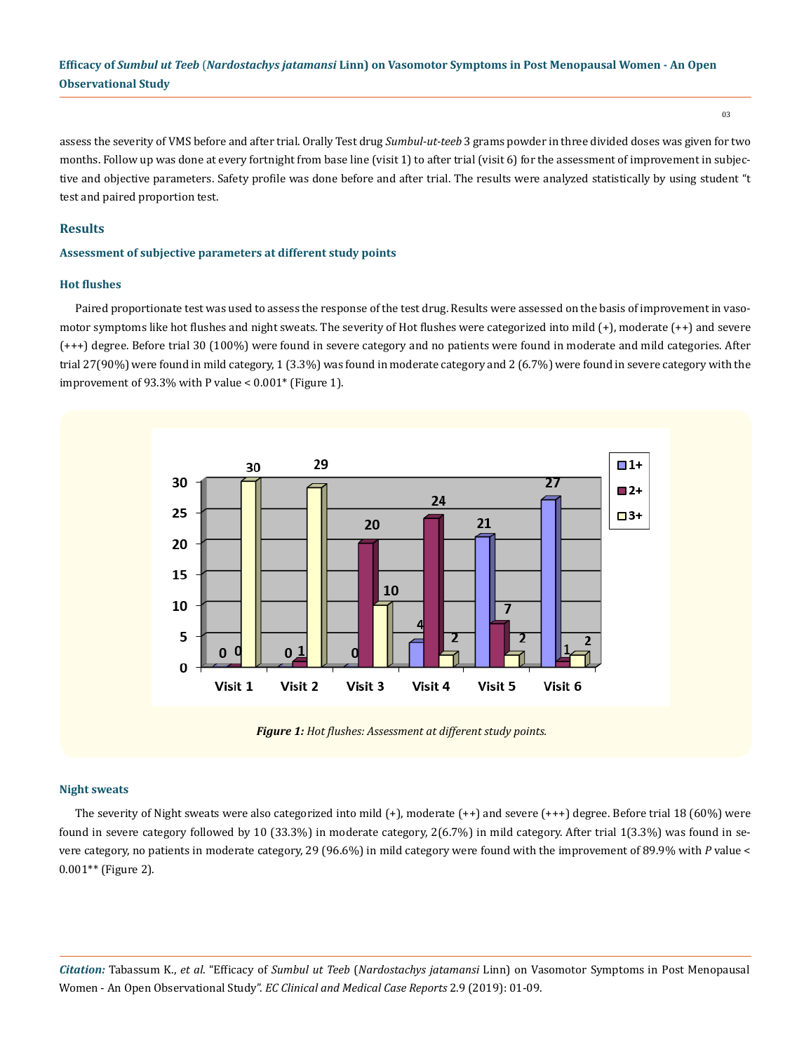assess the severity of VMS before and after trial. Orally Test drug *Sumbul-ut-teeb* 3 grams powder in three divided doses was given for two months. Follow up was done at every fortnight from base line (visit 1) to after trial (visit 6) for the assessment of improvement in subjective and objective parameters. Safety profile was done before and after trial. The results were analyzed statistically by using student "t test and paired proportion test.

## Results

### Assessment of subjective parameters at different study points

#### Hot flushes

Paired proportionate test was used to assess the response of the test drug. Results were assessed on the basis of improvement in vasomotor symptoms like hot flushes and night sweats. The severity of Hot flushes were categorized into mild (+), moderate (++) and severe (+++) degree. Before trial 30 (100%) were found in severe category and no patients were found in moderate and mild categories. After trial 27(90%) were found in mild category, 1 (3.3%) was found in moderate category and 2 (6.7%) were found in severe category with the improvement of 93.3% with P value < 0.001* (Figure 1).

| | Visit 1 | Visit 2 | Visit 3 | Visit 4 | Visit 5 | Visit 6 |
|---|---|---|---|---|---|---|
| 1+ | 0 | 0 | 0 | 4 | 21 | 27 |
| 2+ | 0 | 1 | 20 | 24 | 7 | 1 |
| 3+ | 30 | 29 | 10 | 2 | 2 | 2 |

***Figure 1:*** *Hot flushes: Assessment at different study points.*

#### Night sweats

The severity of Night sweats were also categorized into mild (+), moderate (++) and severe (+++) degree. Before trial 18 (60%) were found in severe category followed by 10 (33.3%) in moderate category, 2(6.7%) in mild category. After trial 1(3.3%) was found in severe category, no patients in moderate category, 29 (96.6%) in mild category were found with the improvement of 89.9% with *P* value < 0.001** (Figure 2).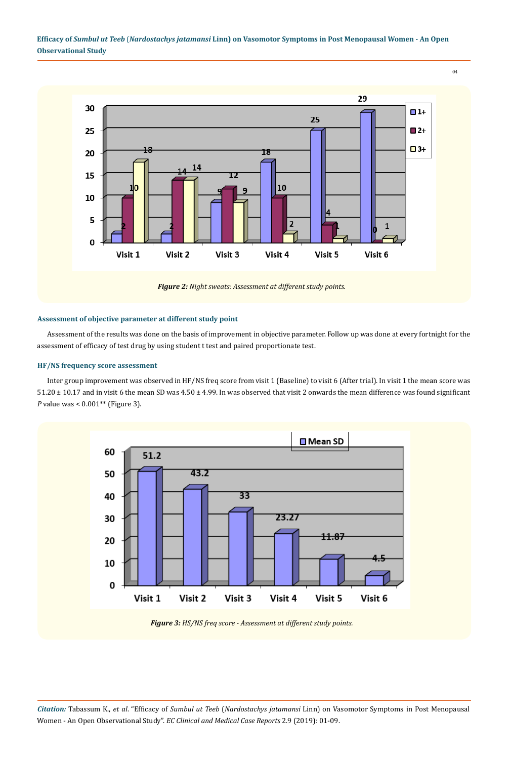*Figure 2: Night sweats: Assessment at different study points.*

### Assessment of objective parameter at different study point

Assessment of the results was done on the basis of improvement in objective parameter. Follow up was done at every fortnight for the assessment of efficacy of test drug by using student t test and paired proportionate test.

### HF/NS frequency score assessment

Inter group improvement was observed in HF/NS freq score from visit 1 (Baseline) to visit 6 (After trial). In visit 1 the mean score was 51.20 ± 10.17 and in visit 6 the mean SD was 4.50 ± 4.99. In was observed that visit 2 onwards the mean difference was found significant *P* value was < 0.001** (Figure 3).

*Figure 3: HS/NS freq score - Assessment at different study points.*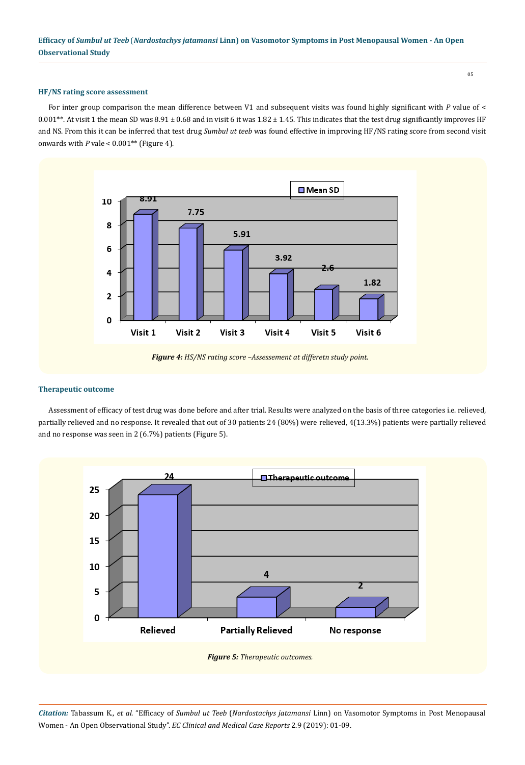### HF/NS rating score assessment

For inter group comparison the mean difference between V1 and subsequent visits was found highly significant with *P* value of < 0.001**. At visit 1 the mean SD was 8.91 ± 0.68 and in visit 6 it was 1.82 ± 1.45. This indicates that the test drug significantly improves HF and NS. From this it can be inferred that test drug *Sumbul ut teeb* was found effective in improving HF/NS rating score from second visit onwards with *P* vale < 0.001** (Figure 4).

***Figure 4:*** *HS/NS rating score –Assessement at differetn study point.*

### Therapeutic outcome

Assessment of efficacy of test drug was done before and after trial. Results were analyzed on the basis of three categories i.e. relieved, partially relieved and no response. It revealed that out of 30 patients 24 (80%) were relieved, 4(13.3%) patients were partially relieved and no response was seen in 2 (6.7%) patients (Figure 5).

***Figure 5:*** *Therapeutic outcomes.*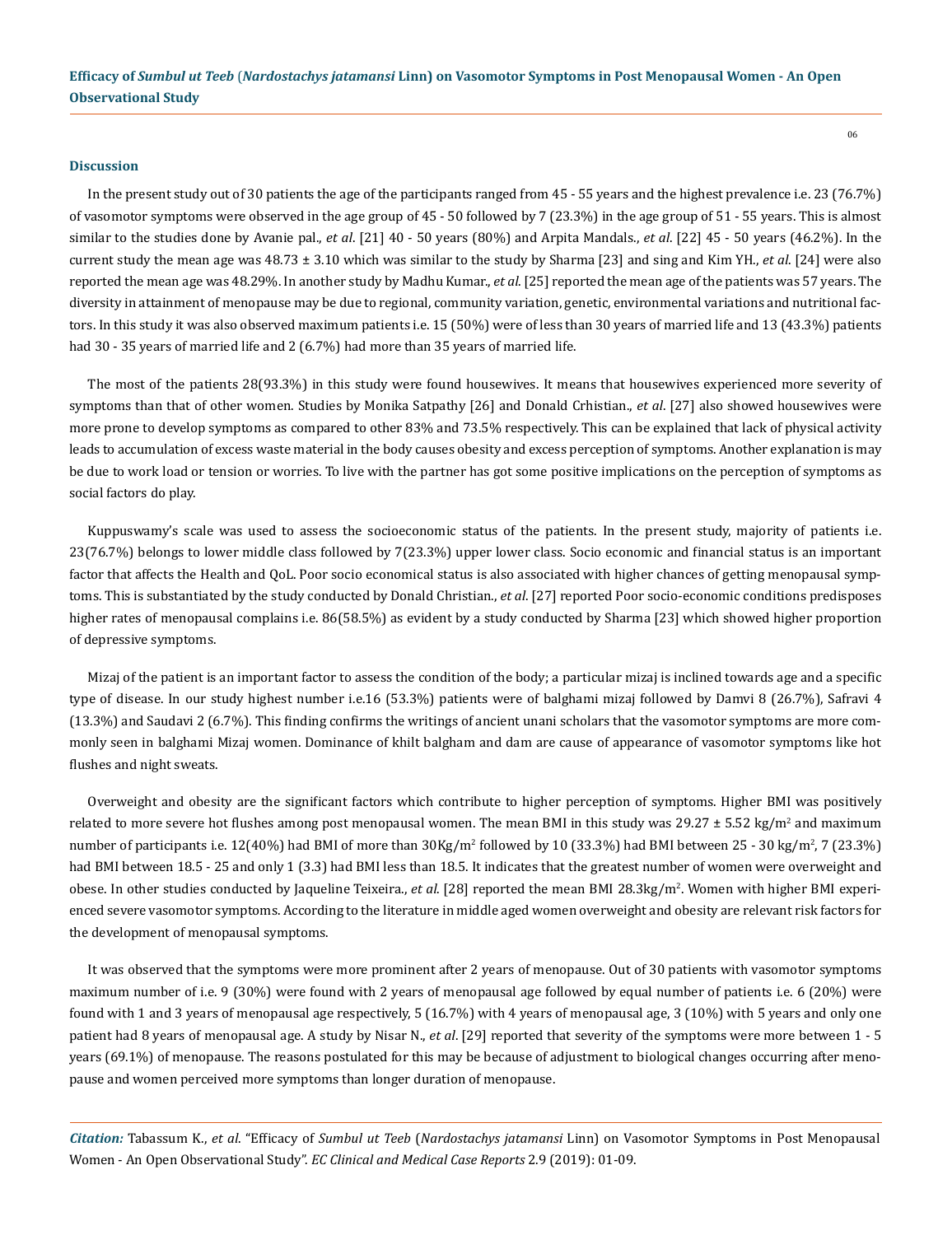### Discussion

In the present study out of 30 patients the age of the participants ranged from 45 - 55 years and the highest prevalence i.e. 23 (76.7%) of vasomotor symptoms were observed in the age group of 45 - 50 followed by 7 (23.3%) in the age group of 51 - 55 years. This is almost similar to the studies done by Avanie pal., *et al*. [21] 40 - 50 years (80%) and Arpita Mandals., *et al*. [22] 45 - 50 years (46.2%). In the current study the mean age was 48.73 ± 3.10 which was similar to the study by Sharma [23] and sing and Kim YH., *et al*. [24] were also reported the mean age was 48.29%. In another study by Madhu Kumar., *et al*. [25] reported the mean age of the patients was 57 years. The diversity in attainment of menopause may be due to regional, community variation, genetic, environmental variations and nutritional factors. In this study it was also observed maximum patients i.e. 15 (50%) were of less than 30 years of married life and 13 (43.3%) patients had 30 - 35 years of married life and 2 (6.7%) had more than 35 years of married life.

The most of the patients 28(93.3%) in this study were found housewives. It means that housewives experienced more severity of symptoms than that of other women. Studies by Monika Satpathy [26] and Donald Crhistian., *et al*. [27] also showed housewives were more prone to develop symptoms as compared to other 83% and 73.5% respectively. This can be explained that lack of physical activity leads to accumulation of excess waste material in the body causes obesity and excess perception of symptoms. Another explanation is may be due to work load or tension or worries. To live with the partner has got some positive implications on the perception of symptoms as social factors do play.

Kuppuswamy's scale was used to assess the socioeconomic status of the patients. In the present study, majority of patients i.e. 23(76.7%) belongs to lower middle class followed by 7(23.3%) upper lower class. Socio economic and financial status is an important factor that affects the Health and QoL. Poor socio economical status is also associated with higher chances of getting menopausal symptoms. This is substantiated by the study conducted by Donald Christian., *et al*. [27] reported Poor socio-economic conditions predisposes higher rates of menopausal complains i.e. 86(58.5%) as evident by a study conducted by Sharma [23] which showed higher proportion of depressive symptoms.

Mizaj of the patient is an important factor to assess the condition of the body; a particular mizaj is inclined towards age and a specific type of disease. In our study highest number i.e.16 (53.3%) patients were of balghami mizaj followed by Damvi 8 (26.7%), Safravi 4 (13.3%) and Saudavi 2 (6.7%). This finding confirms the writings of ancient unani scholars that the vasomotor symptoms are more commonly seen in balghami Mizaj women. Dominance of khilt balgham and dam are cause of appearance of vasomotor symptoms like hot flushes and night sweats.

Overweight and obesity are the significant factors which contribute to higher perception of symptoms. Higher BMI was positively related to more severe hot flushes among post menopausal women. The mean BMI in this study was 29.27 ± 5.52 kg/$m^2$ and maximum number of participants i.e. 12(40%) had BMI of more than 30Kg/$m^2$ followed by 10 (33.3%) had BMI between 25 - 30 kg/$m^2$, 7 (23.3%) had BMI between 18.5 - 25 and only 1 (3.3) had BMI less than 18.5. It indicates that the greatest number of women were overweight and obese. In other studies conducted by Jaqueline Teixeira., *et al*. [28] reported the mean BMI 28.3kg/$m^2$. Women with higher BMI experienced severe vasomotor symptoms. According to the literature in middle aged women overweight and obesity are relevant risk factors for the development of menopausal symptoms.

It was observed that the symptoms were more prominent after 2 years of menopause. Out of 30 patients with vasomotor symptoms maximum number of i.e. 9 (30%) were found with 2 years of menopausal age followed by equal number of patients i.e. 6 (20%) were found with 1 and 3 years of menopausal age respectively, 5 (16.7%) with 4 years of menopausal age, 3 (10%) with 5 years and only one patient had 8 years of menopausal age. A study by Nisar N., *et al*. [29] reported that severity of the symptoms were more between 1 - 5 years (69.1%) of menopause. The reasons postulated for this may be because of adjustment to biological changes occurring after menopause and women perceived more symptoms than longer duration of menopause.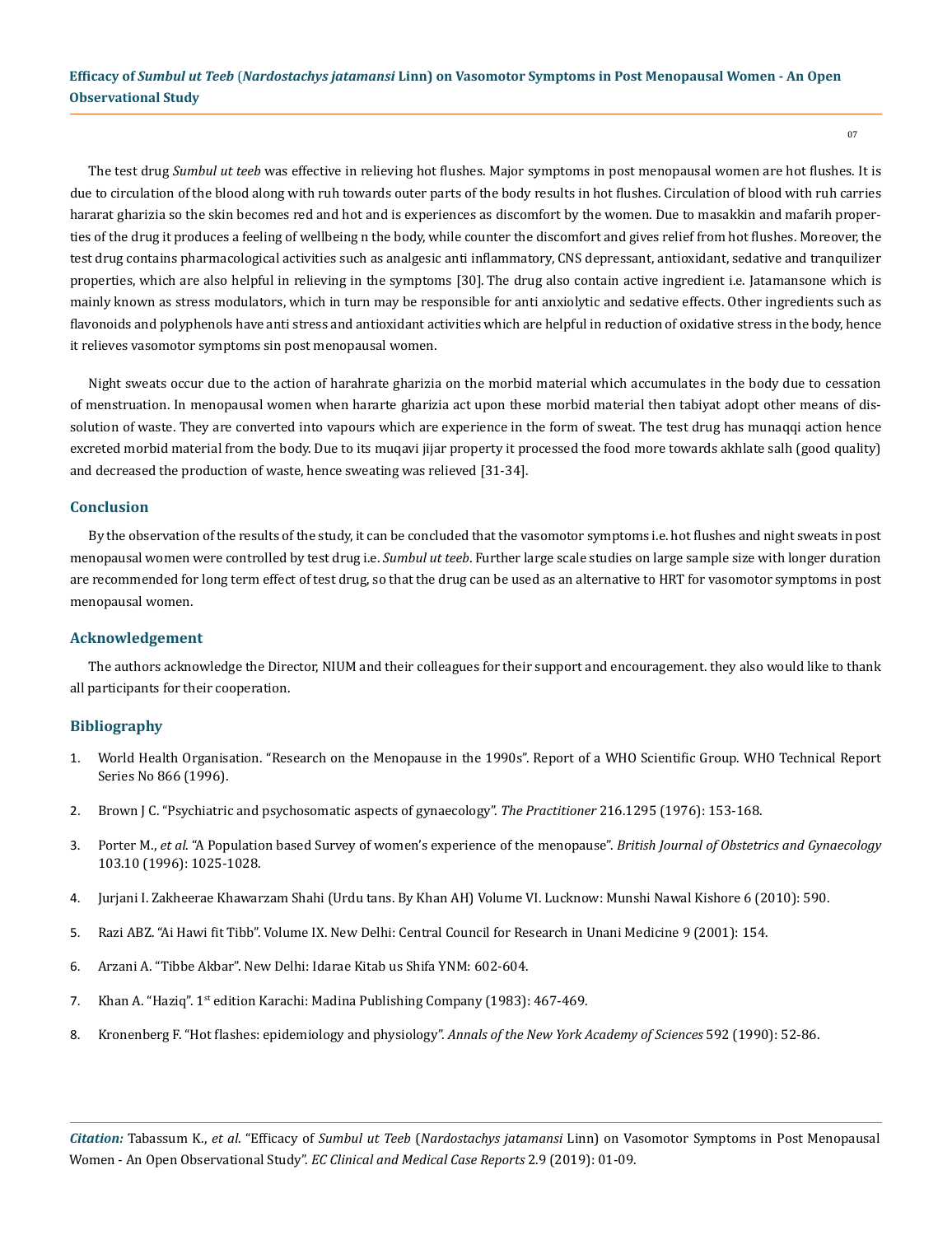The test drug *Sumbul ut teeb* was effective in relieving hot flushes. Major symptoms in post menopausal women are hot flushes. It is due to circulation of the blood along with ruh towards outer parts of the body results in hot flushes. Circulation of blood with ruh carries hararat gharizia so the skin becomes red and hot and is experiences as discomfort by the women. Due to masakkin and mafarih properties of the drug it produces a feeling of wellbeing n the body, while counter the discomfort and gives relief from hot flushes. Moreover, the test drug contains pharmacological activities such as analgesic anti inflammatory, CNS depressant, antioxidant, sedative and tranquilizer properties, which are also helpful in relieving in the symptoms [30]. The drug also contain active ingredient i.e. Jatamansone which is mainly known as stress modulators, which in turn may be responsible for anti anxiolytic and sedative effects. Other ingredients such as flavonoids and polyphenols have anti stress and antioxidant activities which are helpful in reduction of oxidative stress in the body, hence it relieves vasomotor symptoms sin post menopausal women.

Night sweats occur due to the action of harahrate gharizia on the morbid material which accumulates in the body due to cessation of menstruation. In menopausal women when hararte gharizia act upon these morbid material then tabiyat adopt other means of dissolution of waste. They are converted into vapours which are experience in the form of sweat. The test drug has munaqqi action hence excreted morbid material from the body. Due to its muqavi jijar property it processed the food more towards akhlate salh (good quality) and decreased the production of waste, hence sweating was relieved [31-34].

## Conclusion

By the observation of the results of the study, it can be concluded that the vasomotor symptoms i.e. hot flushes and night sweats in post menopausal women were controlled by test drug i.e. *Sumbul ut teeb*. Further large scale studies on large sample size with longer duration are recommended for long term effect of test drug, so that the drug can be used as an alternative to HRT for vasomotor symptoms in post menopausal women.

## Acknowledgement

The authors acknowledge the Director, NIUM and their colleagues for their support and encouragement. they also would like to thank all participants for their cooperation.

## Bibliography

1. World Health Organisation. "Research on the Menopause in the 1990s". Report of a WHO Scientific Group. WHO Technical Report Series No 866 (1996).
2. Brown J C. "Psychiatric and psychosomatic aspects of gynaecology". *The Practitioner* 216.1295 (1976): 153-168.
3. Porter M., *et al*. "A Population based Survey of women's experience of the menopause". *British Journal of Obstetrics and Gynaecology* 103.10 (1996): 1025-1028.
4. Jurjani I. Zakheerae Khawarzam Shahi (Urdu tans. By Khan AH) Volume VI. Lucknow: Munshi Nawal Kishore 6 (2010): 590.
5. Razi ABZ. "Ai Hawi fit Tibb". Volume IX. New Delhi: Central Council for Research in Unani Medicine 9 (2001): 154.
6. Arzani A. "Tibbe Akbar". New Delhi: Idarae Kitab us Shifa YNM: 602-604.
7. Khan A. "Haziq". 1st edition Karachi: Madina Publishing Company (1983): 467-469.
8. Kronenberg F. "Hot flashes: epidemiology and physiology". *Annals of the New York Academy of Sciences* 592 (1990): 52-86.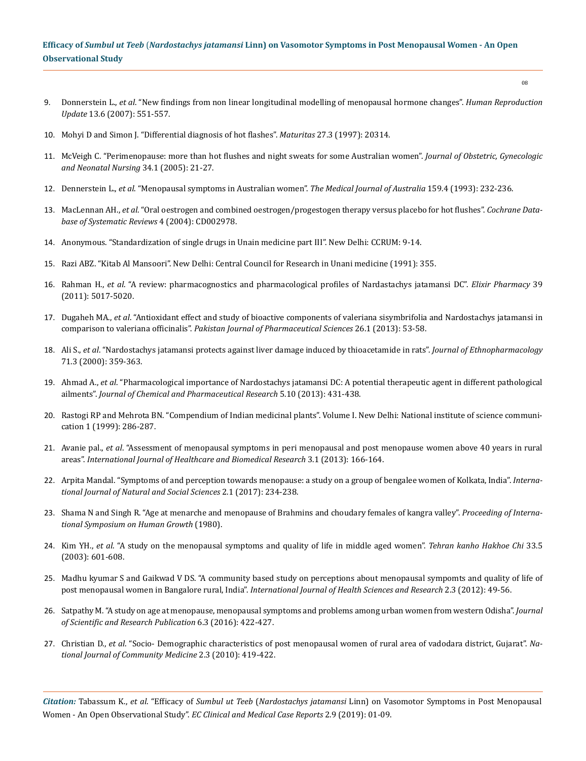9. Donnerstein L., *et al*. "New findings from non linear longitudinal modelling of menopausal hormone changes". *Human Reproduction Update* 13.6 (2007): 551-557.
10. Mohyi D and Simon J. "Differential diagnosis of hot flashes". *Maturitas* 27.3 (1997): 20314.
11. McVeigh C. "Perimenopause: more than hot flushes and night sweats for some Australian women". *Journal of Obstetric, Gynecologic and Neonatal Nursing* 34.1 (2005): 21-27.
12. Dennerstein L., *et al*. "Menopausal symptoms in Australian women". *The Medical Journal of Australia* 159.4 (1993): 232-236.
13. MacLennan AH., *et al*. "Oral oestrogen and combined oestrogen/progestogen therapy versus placebo for hot flushes". *Cochrane Database of Systematic Reviews* 4 (2004): CD002978.
14. Anonymous. "Standardization of single drugs in Unain medicine part III". New Delhi: CCRUM: 9-14.
15. Razi ABZ. "Kitab Al Mansoori". New Delhi: Central Council for Research in Unani medicine (1991): 355.
16. Rahman H., *et al*. "A review: pharmacognostics and pharmacological profiles of Nardastachys jatamansi DC". *Elixir Pharmacy* 39 (2011): 5017-5020.
17. Dugaheh MA., *et al*. "Antioxidant effect and study of bioactive components of valeriana sisymbrifolia and Nardostachys jatamansi in comparison to valeriana officinalis". *Pakistan Journal of Pharmaceutical Sciences* 26.1 (2013): 53-58.
18. Ali S., *et al*. "Nardostachys jatamansi protects against liver damage induced by thioacetamide in rats". *Journal of Ethnopharmacology* 71.3 (2000): 359-363.
19. Ahmad A., *et al*. "Pharmacological importance of Nardostachys jatamansi DC: A potential therapeutic agent in different pathological ailments". *Journal of Chemical and Pharmaceutical Research* 5.10 (2013): 431-438.
20. Rastogi RP and Mehrota BN. "Compendium of Indian medicinal plants". Volume I. New Delhi: National institute of science communication 1 (1999): 286-287.
21. Avanie pal., *et al*. "Assessment of menopausal symptoms in peri menopausal and post menopause women above 40 years in rural areas". *International Journal of Healthcare and Biomedical Research* 3.1 (2013): 166-164.
22. Arpita Mandal. "Symptoms of and perception towards menopause: a study on a group of bengalee women of Kolkata, India". *International Journal of Natural and Social Sciences* 2.1 (2017): 234-238.
23. Shama N and Singh R. "Age at menarche and menopause of Brahmins and choudary females of kangra valley". *Proceeding of International Symposium on Human Growth* (1980).
24. Kim YH., *et al*. "A study on the menopausal symptoms and quality of life in middle aged women". *Tehran kanho Hakhoe Chi* 33.5 (2003): 601-608.
25. Madhu kyumar S and Gaikwad V DS. "A community based study on perceptions about menopausal sympomts and quality of life of post menopausal women in Bangalore rural, India". *International Journal of Health Sciences and Research* 2.3 (2012): 49-56.
26. Satpathy M. "A study on age at menopause, menopausal symptoms and problems among urban women from western Odisha". *Journal of Scientific and Research Publication* 6.3 (2016): 422-427.
27. Christian D., *et al*. "Socio- Demographic characteristics of post menopausal women of rural area of vadodara district, Gujarat". *National Journal of Community Medicine* 2.3 (2010): 419-422.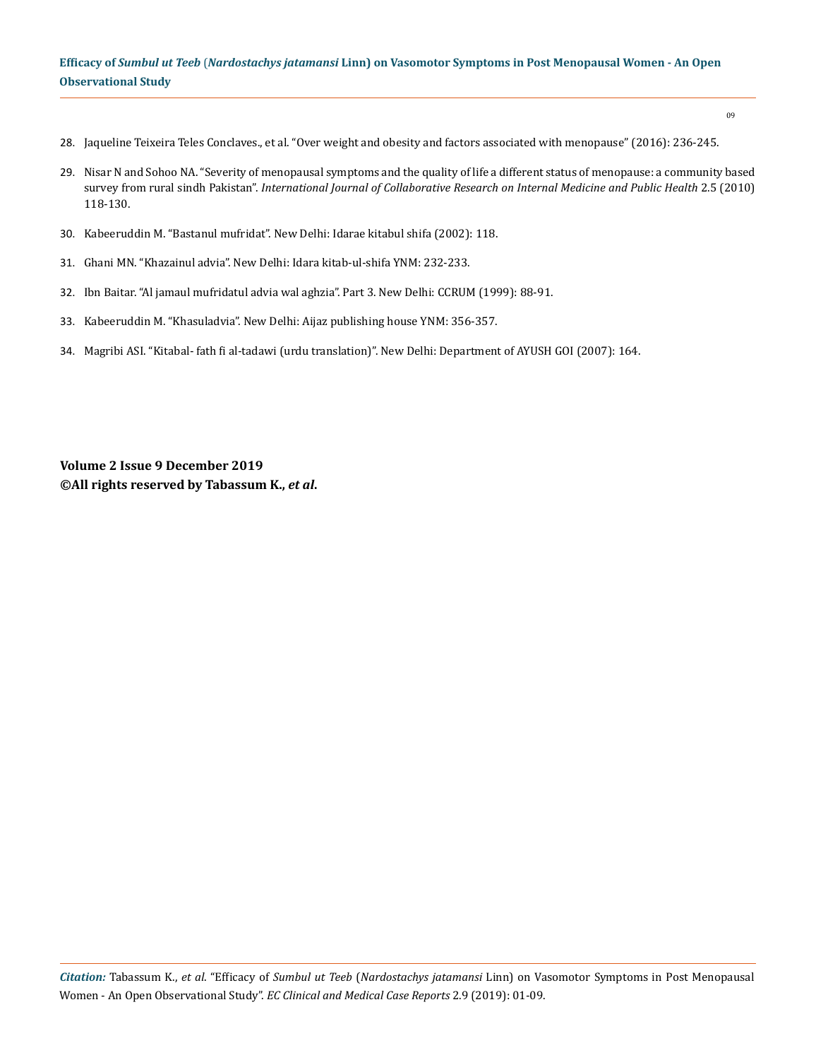28. Jaqueline Teixeira Teles Conclaves., et al. "Over weight and obesity and factors associated with menopause" (2016): 236-245.
29. Nisar N and Sohoo NA. "Severity of menopausal symptoms and the quality of life a different status of menopause: a community based survey from rural sindh Pakistan". *International Journal of Collaborative Research on Internal Medicine and Public Health* 2.5 (2010) 118-130.
30. Kabeeruddin M. "Bastanul mufridat". New Delhi: Idarae kitabul shifa (2002): 118.
31. Ghani MN. "Khazainul advia". New Delhi: Idara kitab-ul-shifa YNM: 232-233.
32. Ibn Baitar. "Al jamaul mufridatul advia wal aghzia". Part 3. New Delhi: CCRUM (1999): 88-91.
33. Kabeeruddin M. "Khasuladvia". New Delhi: Aijaz publishing house YNM: 356-357.
34. Magribi ASI. "Kitabal- fath fi al-tadawi (urdu translation)". New Delhi: Department of AYUSH GOI (2007): 164.

**Volume 2 Issue 9 December 2019**
**©All rights reserved by Tabassum K., *et al*.**